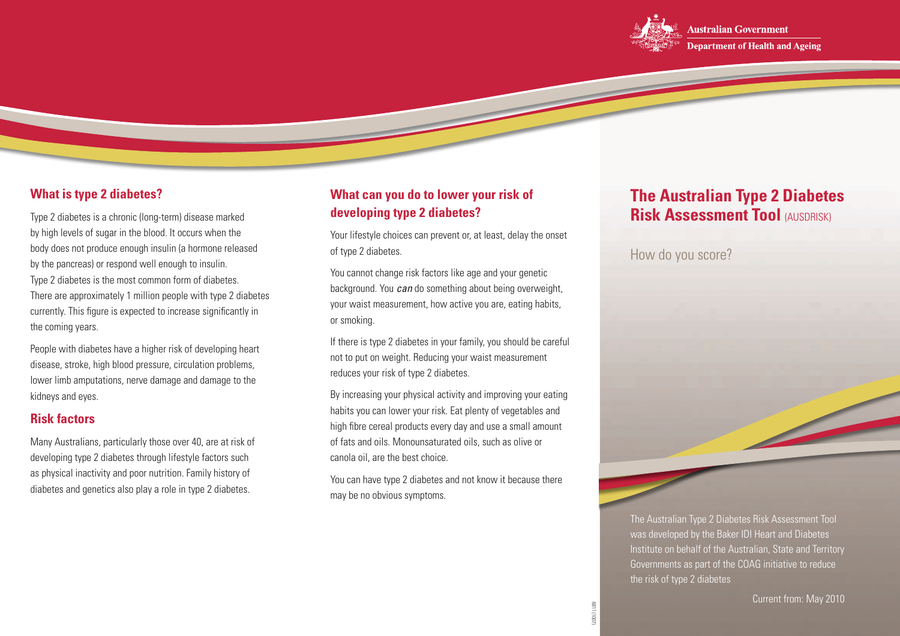## What is type 2 diabetes?

Type 2 diabetes is a chronic (long-term) disease marked by high levels of sugar in the blood. It occurs when the body does not produce enough insulin (a hormone released by the pancreas) or respond well enough to insulin. Type 2 diabetes is the most common form of diabetes. There are approximately 1 million people with type 2 diabetes currently. This figure is expected to increase significantly in the coming years.

People with diabetes have a higher risk of developing heart disease, stroke, high blood pressure, circulation problems, lower limb amputations, nerve damage and damage to the kidneys and eyes.

## Risk factors

Many Australians, particularly those over 40, are at risk of developing type 2 diabetes through lifestyle factors such as physical inactivity and poor nutrition. Family history of diabetes and genetics also play a role in type 2 diabetes.

## What can you do to lower your risk of developing type 2 diabetes?

Your lifestyle choices can prevent or, at least, delay the onset of type 2 diabetes.

You cannot change risk factors like age and your genetic background. You *can* do something about being overweight, your waist measurement, how active you are, eating habits, or smoking.

If there is type 2 diabetes in your family, you should be careful not to put on weight. Reducing your waist measurement reduces your risk of type 2 diabetes.

By increasing your physical activity and improving your eating habits you can lower your risk. Eat plenty of vegetables and high fibre cereal products every day and use a small amount of fats and oils. Monounsaturated oils, such as olive or canola oil, are the best choice.

You can have type 2 diabetes and not know it because there may be no obvious symptoms.

Australian Government
Department of Health and Ageing

# The Australian Type 2 Diabetes Risk Assessment Tool (AUSDRISK)

How do you score?

The Australian Type 2 Diabetes Risk Assessment Tool was developed by the Baker IDI Heart and Diabetes Institute on behalf of the Australian, State and Territory Governments as part of the COAG initiative to reduce the risk of type 2 diabetes

Current from: May 2010

D0071188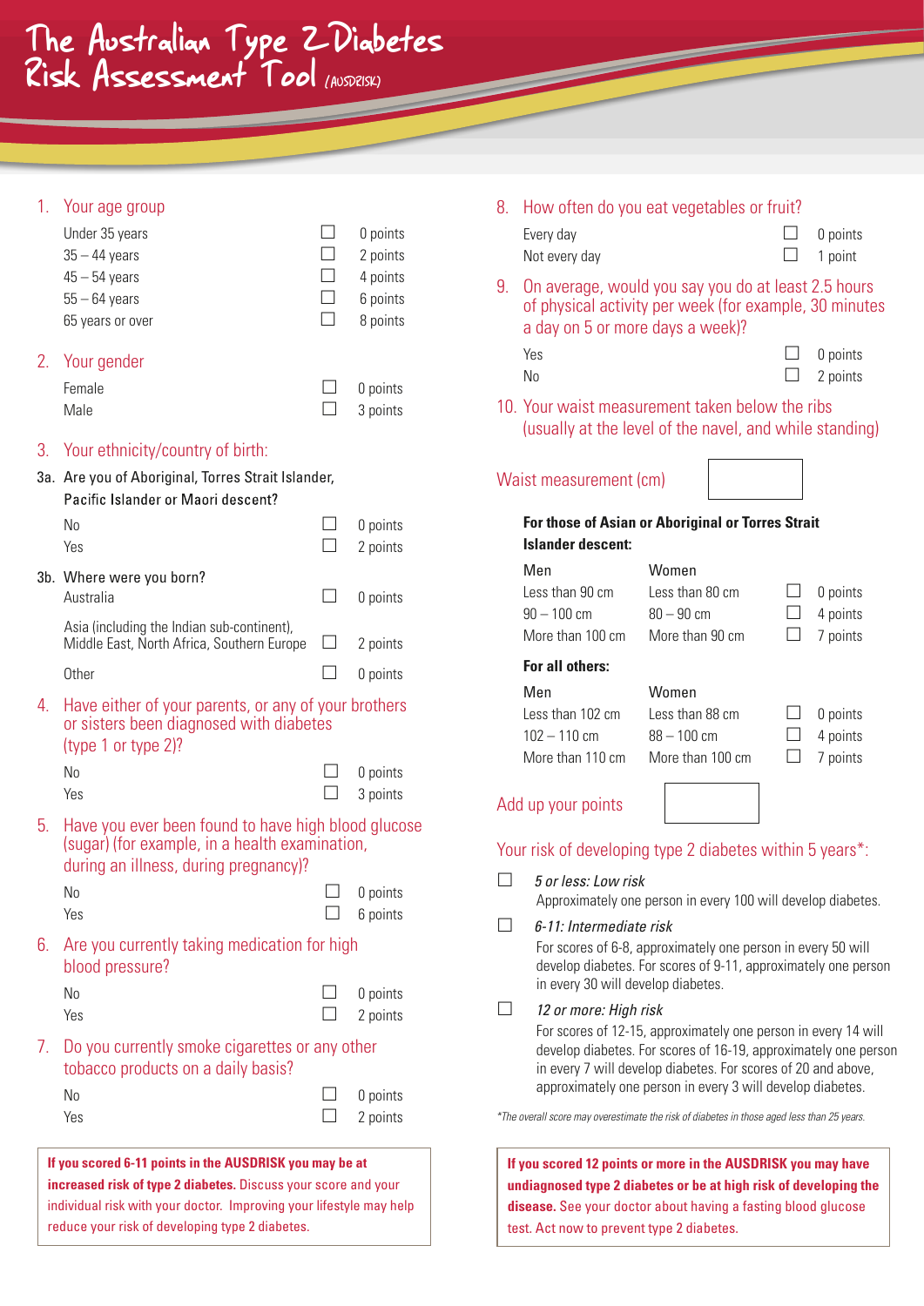# The Australian Type 2 Diabetes Risk Assessment Tool (AUSDRISK)

## 1. Your age group

| | | |
|---|---|---|
| Under 35 years | ☐ | 0 points |
| 35 – 44 years | ☐ | 2 points |
| 45 – 54 years | ☐ | 4 points |
| 55 – 64 years | ☐ | 6 points |
| 65 years or over | ☐ | 8 points |

## 2. Your gender

| | | |
|---|---|---|
| Female | ☐ | 0 points |
| Male | ☐ | 3 points |

## 3. Your ethnicity/country of birth:

**3a.** Are you of Aboriginal, Torres Strait Islander, Pacific Islander or Maori descent?

| | | |
|---|---|---|
| No | ☐ | 0 points |
| Yes | ☐ | 2 points |

**3b.** Where were you born?

| | | |
|---|---|---|
| Australia | ☐ | 0 points |
| Asia (including the Indian sub-continent), Middle East, North Africa, Southern Europe | ☐ | 2 points |
| Other | ☐ | 0 points |

## 4. Have either of your parents, or any of your brothers or sisters been diagnosed with diabetes (type 1 or type 2)?

| | | |
|---|---|---|
| No | ☐ | 0 points |
| Yes | ☐ | 3 points |

## 5. Have you ever been found to have high blood glucose (sugar) (for example, in a health examination, during an illness, during pregnancy)?

| | | |
|---|---|---|
| No | ☐ | 0 points |
| Yes | ☐ | 6 points |

## 6. Are you currently taking medication for high blood pressure?

| | | |
|---|---|---|
| No | ☐ | 0 points |
| Yes | ☐ | 2 points |

## 7. Do you currently smoke cigarettes or any other tobacco products on a daily basis?

| | | |
|---|---|---|
| No | ☐ | 0 points |
| Yes | ☐ | 2 points |

**If you scored 6-11 points in the AUSDRISK you may be at increased risk of type 2 diabetes.** Discuss your score and your individual risk with your doctor. Improving your lifestyle may help reduce your risk of developing type 2 diabetes.

## 8. How often do you eat vegetables or fruit?

| | | |
|---|---|---|
| Every day | ☐ | 0 points |
| Not every day | ☐ | 1 point |

## 9. On average, would you say you do at least 2.5 hours of physical activity per week (for example, 30 minutes a day on 5 or more days a week)?

| | | |
|---|---|---|
| Yes | ☐ | 0 points |
| No | ☐ | 2 points |

## 10. Your waist measurement taken below the ribs (usually at the level of the navel, and while standing)

Waist measurement (cm) ☐

**For those of Asian or Aboriginal or Torres Strait Islander descent:**

| Men | Women | | |
|---|---|---|---|
| Less than 90 cm | Less than 80 cm | ☐ | 0 points |
| 90 – 100 cm | 80 – 90 cm | ☐ | 4 points |
| More than 100 cm | More than 90 cm | ☐ | 7 points |

**For all others:**

| Men | Women | | |
|---|---|---|---|
| Less than 102 cm | Less than 88 cm | ☐ | 0 points |
| 102 – 110 cm | 88 – 100 cm | ☐ | 4 points |
| More than 110 cm | More than 100 cm | ☐ | 7 points |

Add up your points ☐

## Your risk of developing type 2 diabetes within 5 years*:

☐ *5 or less: Low risk*
Approximately one person in every 100 will develop diabetes.

☐ *6-11: Intermediate risk*
For scores of 6-8, approximately one person in every 50 will develop diabetes. For scores of 9-11, approximately one person in every 30 will develop diabetes.

☐ *12 or more: High risk*
For scores of 12-15, approximately one person in every 14 will develop diabetes. For scores of 16-19, approximately one person in every 7 will develop diabetes. For scores of 20 and above, approximately one person in every 3 will develop diabetes.

*\*The overall score may overestimate the risk of diabetes in those aged less than 25 years.*

**If you scored 12 points or more in the AUSDRISK you may have undiagnosed type 2 diabetes or be at high risk of developing the disease.** See your doctor about having a fasting blood glucose test. Act now to prevent type 2 diabetes.